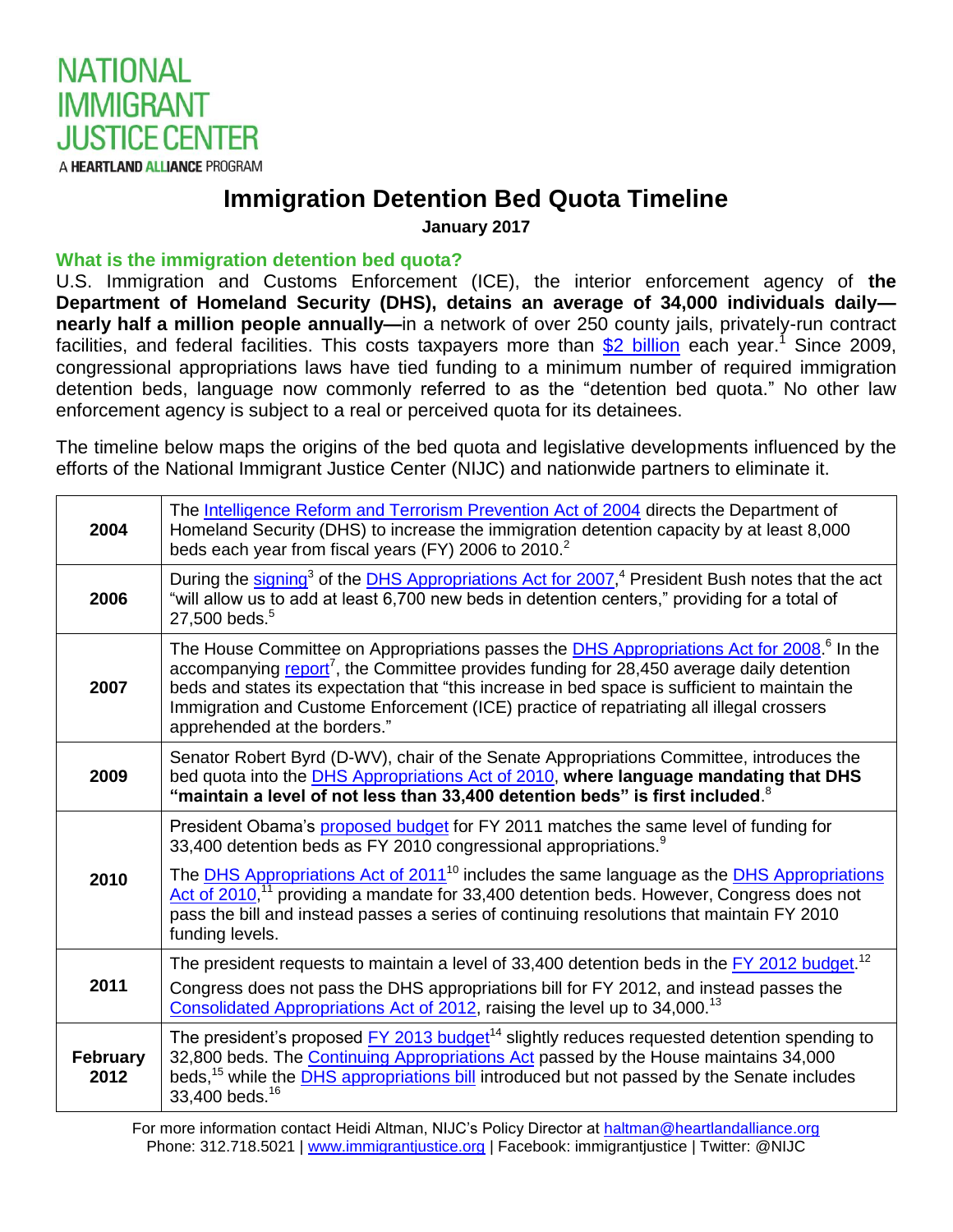NATIONAL IMMIGRANT JUSTICE CENTER

A HEARTLAND ALLIANCE PROGRAM

# Immigration Detention Bed Quota Timeline

**January 2017**

## What is the immigration detention bed quota?

U.S. Immigration and Customs Enforcement (ICE), the interior enforcement agency of **the Department of Homeland Security (DHS), detains an average of 34,000 individuals daily—nearly half a million people annually—**in a network of over 250 county jails, privately-run contract facilities, and federal facilities. This costs taxpayers more than $2 billion each year.[1] Since 2009, congressional appropriations laws have tied funding to a minimum number of required immigration detention beds, language now commonly referred to as the "detention bed quota." No other law enforcement agency is subject to a real or perceived quota for its detainees.

The timeline below maps the origins of the bed quota and legislative developments influenced by the efforts of the National Immigrant Justice Center (NIJC) and nationwide partners to eliminate it.

| | |
|---|---|
| **2004** | The Intelligence Reform and Terrorism Prevention Act of 2004 directs the Department of Homeland Security (DHS) to increase the immigration detention capacity by at least 8,000 beds each year from fiscal years (FY) 2006 to 2010.[2] |
| **2006** | During the signing[3] of the DHS Appropriations Act for 2007,[4] President Bush notes that the act "will allow us to add at least 6,700 new beds in detention centers," providing for a total of 27,500 beds.[5] |
| **2007** | The House Committee on Appropriations passes the DHS Appropriations Act for 2008.[6] In the accompanying report[7], the Committee provides funding for 28,450 average daily detention beds and states its expectation that "this increase in bed space is sufficient to maintain the Immigration and Custome Enforcement (ICE) practice of repatriating all illegal crossers apprehended at the borders." |
| **2009** | Senator Robert Byrd (D-WV), chair of the Senate Appropriations Committee, introduces the bed quota into the DHS Appropriations Act of 2010, **where language mandating that DHS "maintain a level of not less than 33,400 detention beds" is first included**.[8] |
| **2010** | President Obama's proposed budget for FY 2011 matches the same level of funding for 33,400 detention beds as FY 2010 congressional appropriations.[9]<br><br>The DHS Appropriations Act of 2011[10] includes the same language as the DHS Appropriations Act of 2010,[11] providing a mandate for 33,400 detention beds. However, Congress does not pass the bill and instead passes a series of continuing resolutions that maintain FY 2010 funding levels. |
| **2011** | The president requests to maintain a level of 33,400 detention beds in the FY 2012 budget.[12]<br><br>Congress does not pass the DHS appropriations bill for FY 2012, and instead passes the Consolidated Appropriations Act of 2012, raising the level up to 34,000.[13] |
| **February 2012** | The president's proposed FY 2013 budget[14] slightly reduces requested detention spending to 32,800 beds. The Continuing Appropriations Act passed by the House maintains 34,000 beds,[15] while the DHS appropriations bill introduced but not passed by the Senate includes 33,400 beds.[16] |

For more information contact Heidi Altman, NIJC's Policy Director at haltman@heartlandalliance.org
Phone: 312.718.5021 | www.immigrantjustice.org | Facebook: immigrantjustice | Twitter: @NIJC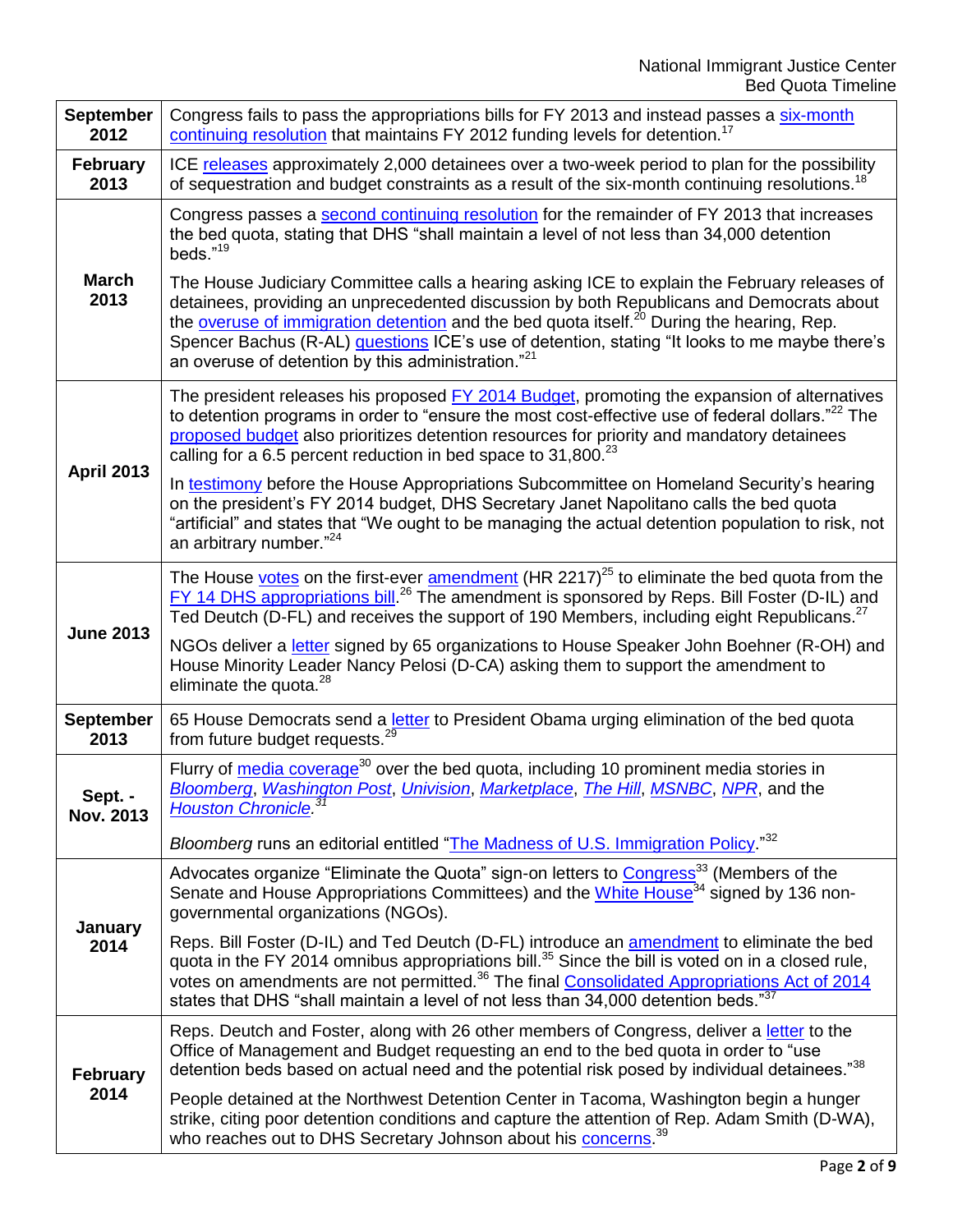| | |
|---|---|
| **September 2012** | Congress fails to pass the appropriations bills for FY 2013 and instead passes a six-month continuing resolution that maintains FY 2012 funding levels for detention.[17] |
| **February 2013** | ICE releases approximately 2,000 detainees over a two-week period to plan for the possibility of sequestration and budget constraints as a result of the six-month continuing resolutions.[18] |
| **March 2013** | Congress passes a second continuing resolution for the remainder of FY 2013 that increases the bed quota, stating that DHS "shall maintain a level of not less than 34,000 detention beds."[19]<br><br>The House Judiciary Committee calls a hearing asking ICE to explain the February releases of detainees, providing an unprecedented discussion by both Republicans and Democrats about the overuse of immigration detention and the bed quota itself.[20] During the hearing, Rep. Spencer Bachus (R-AL) questions ICE's use of detention, stating "It looks to me maybe there's an overuse of detention by this administration."[21] |
| **April 2013** | The president releases his proposed FY 2014 Budget, promoting the expansion of alternatives to detention programs in order to "ensure the most cost-effective use of federal dollars."[22] The proposed budget also prioritizes detention resources for priority and mandatory detainees calling for a 6.5 percent reduction in bed space to 31,800.[23]<br><br>In testimony before the House Appropriations Subcommittee on Homeland Security's hearing on the president's FY 2014 budget, DHS Secretary Janet Napolitano calls the bed quota "artificial" and states that "We ought to be managing the actual detention population to risk, not an arbitrary number."[24] |
| **June 2013** | The House votes on the first-ever amendment (HR 2217)[25] to eliminate the bed quota from the FY 14 DHS appropriations bill.[26] The amendment is sponsored by Reps. Bill Foster (D-IL) and Ted Deutch (D-FL) and receives the support of 190 Members, including eight Republicans.[27]<br><br>NGOs deliver a letter signed by 65 organizations to House Speaker John Boehner (R-OH) and House Minority Leader Nancy Pelosi (D-CA) asking them to support the amendment to eliminate the quota.[28] |
| **September 2013** | 65 House Democrats send a letter to President Obama urging elimination of the bed quota from future budget requests.[29] |
| **Sept. - Nov. 2013** | Flurry of media coverage[30] over the bed quota, including 10 prominent media stories in *Bloomberg*, *Washington Post*, *Univision*, *Marketplace*, *The Hill*, *MSNBC*, *NPR*, and the *Houston Chronicle*.[31]<br><br>*Bloomberg* runs an editorial entitled "The Madness of U.S. Immigration Policy."[32] |
| **January 2014** | Advocates organize "Eliminate the Quota" sign-on letters to Congress[33] (Members of the Senate and House Appropriations Committees) and the White House[34] signed by 136 non-governmental organizations (NGOs).<br><br>Reps. Bill Foster (D-IL) and Ted Deutch (D-FL) introduce an amendment to eliminate the bed quota in the FY 2014 omnibus appropriations bill.[35] Since the bill is voted on in a closed rule, votes on amendments are not permitted.[36] The final Consolidated Appropriations Act of 2014 states that DHS "shall maintain a level of not less than 34,000 detention beds."[37] |
| **February 2014** | Reps. Deutch and Foster, along with 26 other members of Congress, deliver a letter to the Office of Management and Budget requesting an end to the bed quota in order to "use detention beds based on actual need and the potential risk posed by individual detainees."[38]<br><br>People detained at the Northwest Detention Center in Tacoma, Washington begin a hunger strike, citing poor detention conditions and capture the attention of Rep. Adam Smith (D-WA), who reaches out to DHS Secretary Johnson about his concerns.[39] |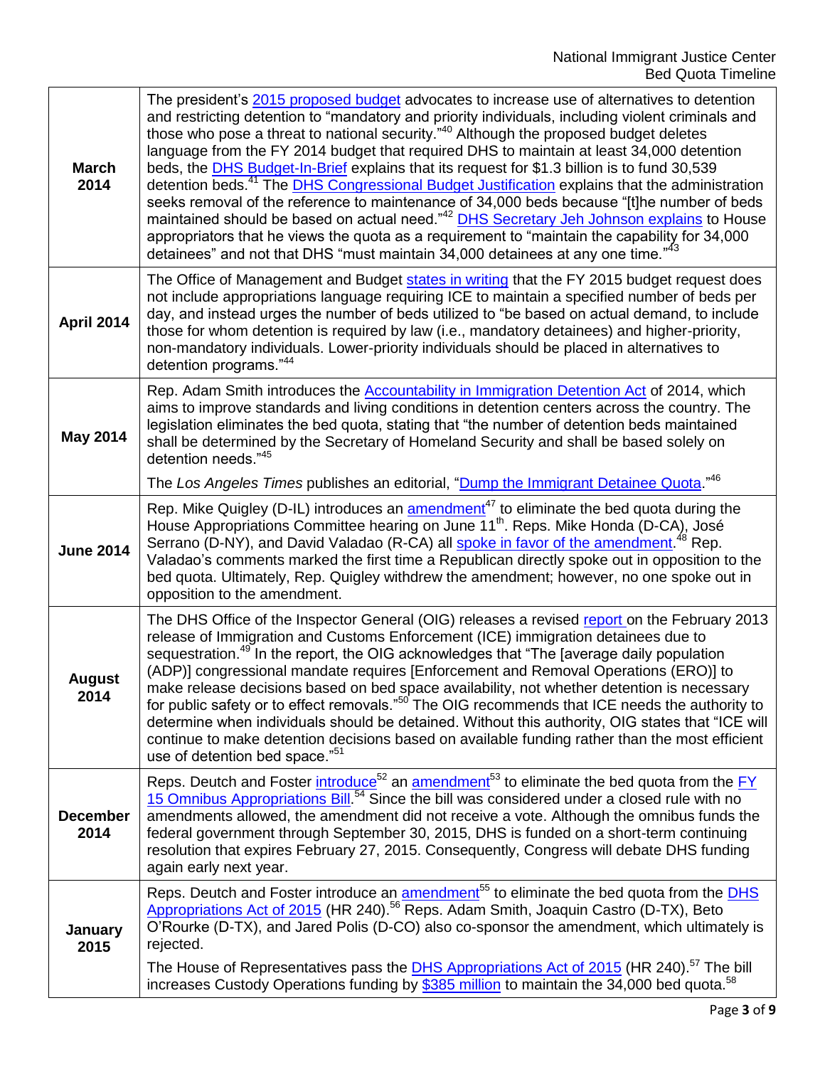| | |
|---|---|
| **March 2014** | The president's 2015 proposed budget advocates to increase use of alternatives to detention and restricting detention to "mandatory and priority individuals, including violent criminals and those who pose a threat to national security."[40] Although the proposed budget deletes language from the FY 2014 budget that required DHS to maintain at least 34,000 detention beds, the DHS Budget-In-Brief explains that its request for $1.3 billion is to fund 30,539 detention beds.[41] The DHS Congressional Budget Justification explains that the administration seeks removal of the reference to maintenance of 34,000 beds because "[t]he number of beds maintained should be based on actual need."[42] DHS Secretary Jeh Johnson explains to House appropriators that he views the quota as a requirement to "maintain the capability for 34,000 detainees" and not that DHS "must maintain 34,000 detainees at any one time."[43] |
| **April 2014** | The Office of Management and Budget states in writing that the FY 2015 budget request does not include appropriations language requiring ICE to maintain a specified number of beds per day, and instead urges the number of beds utilized to "be based on actual demand, to include those for whom detention is required by law (i.e., mandatory detainees) and higher-priority, non-mandatory individuals. Lower-priority individuals should be placed in alternatives to detention programs."[44] |
| **May 2014** | Rep. Adam Smith introduces the Accountability in Immigration Detention Act of 2014, which aims to improve standards and living conditions in detention centers across the country. The legislation eliminates the bed quota, stating that "the number of detention beds maintained shall be determined by the Secretary of Homeland Security and shall be based solely on detention needs."[45]<br><br>The *Los Angeles Times* publishes an editorial, "Dump the Immigrant Detainee Quota."[46] |
| **June 2014** | Rep. Mike Quigley (D-IL) introduces an amendment[47] to eliminate the bed quota during the House Appropriations Committee hearing on June 11th. Reps. Mike Honda (D-CA), José Serrano (D-NY), and David Valadao (R-CA) all spoke in favor of the amendment.[48] Rep. Valadao's comments marked the first time a Republican directly spoke out in opposition to the bed quota. Ultimately, Rep. Quigley withdrew the amendment; however, no one spoke out in opposition to the amendment. |
| **August 2014** | The DHS Office of the Inspector General (OIG) releases a revised report on the February 2013 release of Immigration and Customs Enforcement (ICE) immigration detainees due to sequestration.[49] In the report, the OIG acknowledges that "The [average daily population (ADP)] congressional mandate requires [Enforcement and Removal Operations (ERO)] to make release decisions based on bed space availability, not whether detention is necessary for public safety or to effect removals."[50] The OIG recommends that ICE needs the authority to determine when individuals should be detained. Without this authority, OIG states that "ICE will continue to make detention decisions based on available funding rather than the most efficient use of detention bed space."[51] |
| **December 2014** | Reps. Deutch and Foster introduce[52] an amendment[53] to eliminate the bed quota from the FY 15 Omnibus Appropriations Bill.[54] Since the bill was considered under a closed rule with no amendments allowed, the amendment did not receive a vote. Although the omnibus funds the federal government through September 30, 2015, DHS is funded on a short-term continuing resolution that expires February 27, 2015. Consequently, Congress will debate DHS funding again early next year. |
| **January 2015** | Reps. Deutch and Foster introduce an amendment[55] to eliminate the bed quota from the DHS Appropriations Act of 2015 (HR 240).[56] Reps. Adam Smith, Joaquin Castro (D-TX), Beto O'Rourke (D-TX), and Jared Polis (D-CO) also co-sponsor the amendment, which ultimately is rejected.<br><br>The House of Representatives pass the DHS Appropriations Act of 2015 (HR 240).[57] The bill increases Custody Operations funding by $385 million to maintain the 34,000 bed quota.[58] |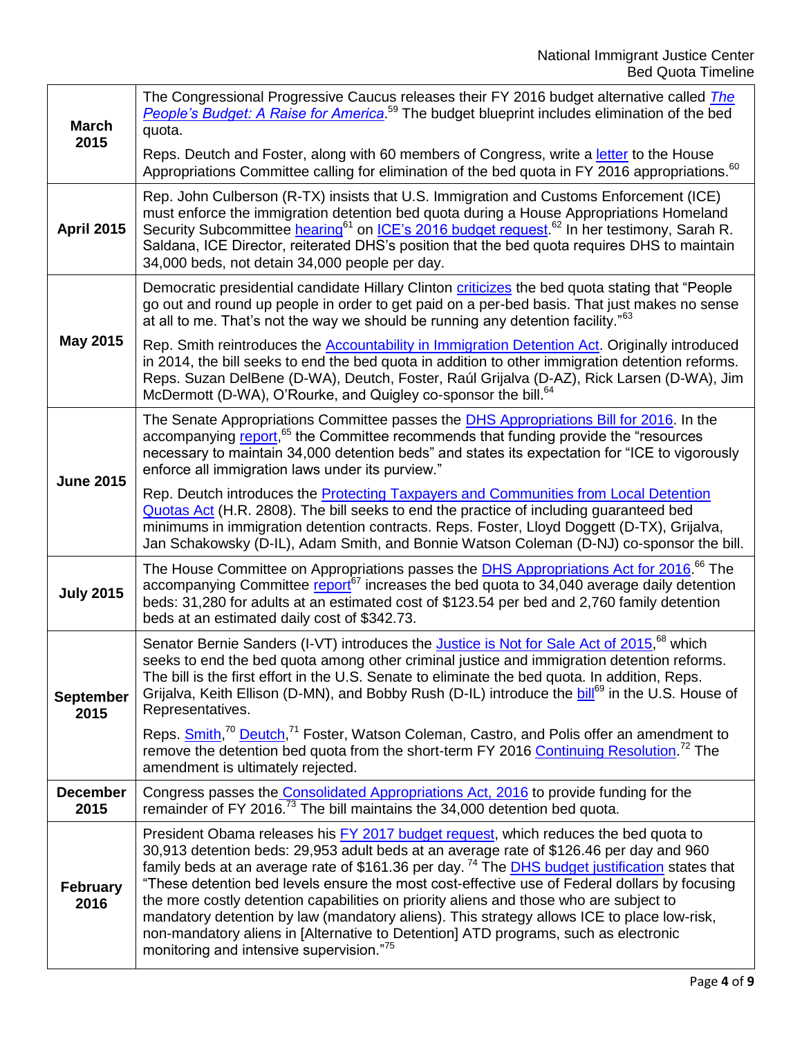| | |
|---|---|
| **March 2015** | The Congressional Progressive Caucus releases their FY 2016 budget alternative called *The People's Budget: A Raise for America*.[59] The budget blueprint includes elimination of the bed quota.<br><br>Reps. Deutch and Foster, along with 60 members of Congress, write a letter to the House Appropriations Committee calling for elimination of the bed quota in FY 2016 appropriations.[60] |
| **April 2015** | Rep. John Culberson (R-TX) insists that U.S. Immigration and Customs Enforcement (ICE) must enforce the immigration detention bed quota during a House Appropriations Homeland Security Subcommittee hearing[61] on ICE's 2016 budget request.[62] In her testimony, Sarah R. Saldana, ICE Director, reiterated DHS's position that the bed quota requires DHS to maintain 34,000 beds, not detain 34,000 people per day. |
| **May 2015** | Democratic presidential candidate Hillary Clinton criticizes the bed quota stating that "People go out and round up people in order to get paid on a per-bed basis. That just makes no sense at all to me. That's not the way we should be running any detention facility."[63]<br><br>Rep. Smith reintroduces the Accountability in Immigration Detention Act. Originally introduced in 2014, the bill seeks to end the bed quota in addition to other immigration detention reforms. Reps. Suzan DelBene (D-WA), Deutch, Foster, Raúl Grijalva (D-AZ), Rick Larsen (D-WA), Jim McDermott (D-WA), O'Rourke, and Quigley co-sponsor the bill.[64] |
| **June 2015** | The Senate Appropriations Committee passes the DHS Appropriations Bill for 2016. In the accompanying report,[65] the Committee recommends that funding provide the "resources necessary to maintain 34,000 detention beds" and states its expectation for "ICE to vigorously enforce all immigration laws under its purview."<br><br>Rep. Deutch introduces the Protecting Taxpayers and Communities from Local Detention Quotas Act (H.R. 2808). The bill seeks to end the practice of including guaranteed bed minimums in immigration detention contracts. Reps. Foster, Lloyd Doggett (D-TX), Grijalva, Jan Schakowsky (D-IL), Adam Smith, and Bonnie Watson Coleman (D-NJ) co-sponsor the bill. |
| **July 2015** | The House Committee on Appropriations passes the DHS Appropriations Act for 2016.[66] The accompanying Committee report[67] increases the bed quota to 34,040 average daily detention beds: 31,280 for adults at an estimated cost of $123.54 per bed and 2,760 family detention beds at an estimated daily cost of $342.73. |
| **September 2015** | Senator Bernie Sanders (I-VT) introduces the Justice is Not for Sale Act of 2015,[68] which seeks to end the bed quota among other criminal justice and immigration detention reforms. The bill is the first effort in the U.S. Senate to eliminate the bed quota. In addition, Reps. Grijalva, Keith Ellison (D-MN), and Bobby Rush (D-IL) introduce the bill[69] in the U.S. House of Representatives.<br><br>Reps. Smith,[70] Deutch,[71] Foster, Watson Coleman, Castro, and Polis offer an amendment to remove the detention bed quota from the short-term FY 2016 Continuing Resolution.[72] The amendment is ultimately rejected. |
| **December 2015** | Congress passes the Consolidated Appropriations Act, 2016 to provide funding for the remainder of FY 2016.[73] The bill maintains the 34,000 detention bed quota. |
| **February 2016** | President Obama releases his FY 2017 budget request, which reduces the bed quota to 30,913 detention beds: 29,953 adult beds at an average rate of $126.46 per day and 960 family beds at an average rate of $161.36 per day.[74] The DHS budget justification states that "These detention bed levels ensure the most cost-effective use of Federal dollars by focusing the more costly detention capabilities on priority aliens and those who are subject to mandatory detention by law (mandatory aliens). This strategy allows ICE to place low-risk, non-mandatory aliens in [Alternative to Detention] ATD programs, such as electronic monitoring and intensive supervision."[75] |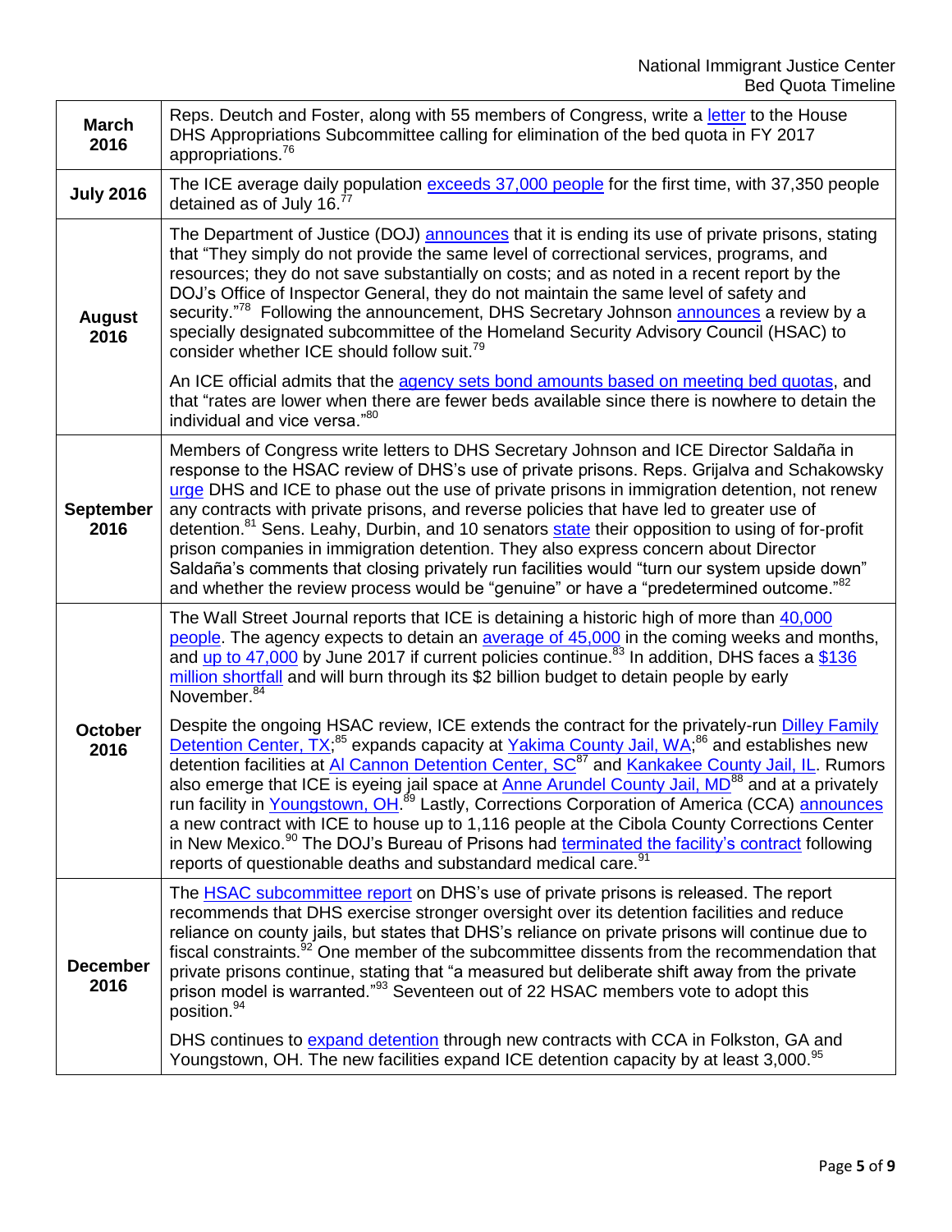| March 2016 | Reps. Deutch and Foster, along with 55 members of Congress, write a letter to the House DHS Appropriations Subcommittee calling for elimination of the bed quota in FY 2017 appropriations.[76] |
|---|---|
| July 2016 | The ICE average daily population exceeds 37,000 people for the first time, with 37,350 people detained as of July 16.[77] |
| August 2016 | The Department of Justice (DOJ) announces that it is ending its use of private prisons, stating that "They simply do not provide the same level of correctional services, programs, and resources; they do not save substantially on costs; and as noted in a recent report by the DOJ's Office of Inspector General, they do not maintain the same level of safety and security."[78] Following the announcement, DHS Secretary Johnson announces a review by a specially designated subcommittee of the Homeland Security Advisory Council (HSAC) to consider whether ICE should follow suit.[79] <br><br> An ICE official admits that the agency sets bond amounts based on meeting bed quotas, and that "rates are lower when there are fewer beds available since there is nowhere to detain the individual and vice versa."[80] |
| September 2016 | Members of Congress write letters to DHS Secretary Johnson and ICE Director Saldaña in response to the HSAC review of DHS's use of private prisons. Reps. Grijalva and Schakowsky urge DHS and ICE to phase out the use of private prisons in immigration detention, not renew any contracts with private prisons, and reverse policies that have led to greater use of detention.[81] Sens. Leahy, Durbin, and 10 senators state their opposition to using of for-profit prison companies in immigration detention. They also express concern about Director Saldaña's comments that closing privately run facilities would "turn our system upside down" and whether the review process would be "genuine" or have a "predetermined outcome."[82] |
| October 2016 | The Wall Street Journal reports that ICE is detaining a historic high of more than 40,000 people. The agency expects to detain an average of 45,000 in the coming weeks and months, and up to 47,000 by June 2017 if current policies continue.[83] In addition, DHS faces a $136 million shortfall and will burn through its $2 billion budget to detain people by early November.[84] <br><br> Despite the ongoing HSAC review, ICE extends the contract for the privately-run Dilley Family Detention Center, TX;[85] expands capacity at Yakima County Jail, WA;[86] and establishes new detention facilities at Al Cannon Detention Center, SC[87] and Kankakee County Jail, IL. Rumors also emerge that ICE is eyeing jail space at Anne Arundel County Jail, MD[88] and at a privately run facility in Youngstown, OH.[89] Lastly, Corrections Corporation of America (CCA) announces a new contract with ICE to house up to 1,116 people at the Cibola County Corrections Center in New Mexico.[90] The DOJ's Bureau of Prisons had terminated the facility's contract following reports of questionable deaths and substandard medical care.[91] |
| December 2016 | The HSAC subcommittee report on DHS's use of private prisons is released. The report recommends that DHS exercise stronger oversight over its detention facilities and reduce reliance on county jails, but states that DHS's reliance on private prisons will continue due to fiscal constraints.[92] One member of the subcommittee dissents from the recommendation that private prisons continue, stating that "a measured but deliberate shift away from the private prison model is warranted."[93] Seventeen out of 22 HSAC members vote to adopt this position.[94] <br><br> DHS continues to expand detention through new contracts with CCA in Folkston, GA and Youngstown, OH. The new facilities expand ICE detention capacity by at least 3,000.[95] |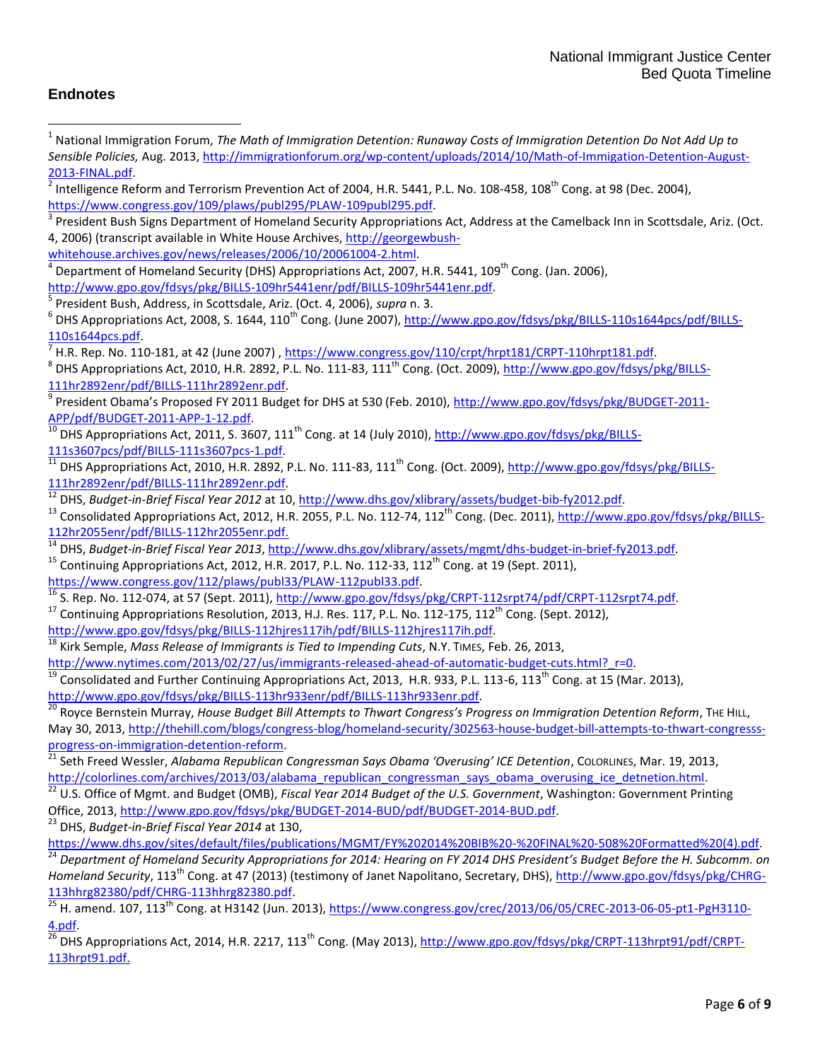## Endnotes

[1] National Immigration Forum, *The Math of Immigration Detention: Runaway Costs of Immigration Detention Do Not Add Up to Sensible Policies,* Aug. 2013, http://immigrationforum.org/wp-content/uploads/2014/10/Math-of-Immigation-Detention-August-2013-FINAL.pdf.

[2] Intelligence Reform and Terrorism Prevention Act of 2004, H.R. 5441, P.L. No. 108-458, 108th Cong. at 98 (Dec. 2004), https://www.congress.gov/109/plaws/publ295/PLAW-109publ295.pdf.

[3] President Bush Signs Department of Homeland Security Appropriations Act, Address at the Camelback Inn in Scottsdale, Ariz. (Oct. 4, 2006) (transcript available in White House Archives, http://georgewbush-whitehouse.archives.gov/news/releases/2006/10/20061004-2.html.

[4] Department of Homeland Security (DHS) Appropriations Act, 2007, H.R. 5441, 109th Cong. (Jan. 2006), http://www.gpo.gov/fdsys/pkg/BILLS-109hr5441enr/pdf/BILLS-109hr5441enr.pdf.

[5] President Bush, Address, in Scottsdale, Ariz. (Oct. 4, 2006), *supra* n. 3.

[6] DHS Appropriations Act, 2008, S. 1644, 110th Cong. (June 2007), http://www.gpo.gov/fdsys/pkg/BILLS-110s1644pcs/pdf/BILLS-110s1644pcs.pdf.

[7] H.R. Rep. No. 110-181, at 42 (June 2007) , https://www.congress.gov/110/crpt/hrpt181/CRPT-110hrpt181.pdf.

[8] DHS Appropriations Act, 2010, H.R. 2892, P.L. No. 111-83, 111th Cong. (Oct. 2009), http://www.gpo.gov/fdsys/pkg/BILLS-111hr2892enr/pdf/BILLS-111hr2892enr.pdf.

[9] President Obama's Proposed FY 2011 Budget for DHS at 530 (Feb. 2010), http://www.gpo.gov/fdsys/pkg/BUDGET-2011-APP/pdf/BUDGET-2011-APP-1-12.pdf.

[10] DHS Appropriations Act, 2011, S. 3607, 111th Cong. at 14 (July 2010), http://www.gpo.gov/fdsys/pkg/BILLS-111s3607pcs/pdf/BILLS-111s3607pcs-1.pdf.

[11] DHS Appropriations Act, 2010, H.R. 2892, P.L. No. 111-83, 111th Cong. (Oct. 2009), http://www.gpo.gov/fdsys/pkg/BILLS-111hr2892enr/pdf/BILLS-111hr2892enr.pdf.

[12] DHS, *Budget-in-Brief Fiscal Year 2012* at 10, http://www.dhs.gov/xlibrary/assets/budget-bib-fy2012.pdf.

[13] Consolidated Appropriations Act, 2012, H.R. 2055, P.L. No. 112-74, 112th Cong. (Dec. 2011), http://www.gpo.gov/fdsys/pkg/BILLS-112hr2055enr/pdf/BILLS-112hr2055enr.pdf.

[14] DHS, *Budget-in-Brief Fiscal Year 2013*, http://www.dhs.gov/xlibrary/assets/mgmt/dhs-budget-in-brief-fy2013.pdf.

[15] Continuing Appropriations Act, 2012, H.R. 2017, P.L. No. 112-33, 112th Cong. at 19 (Sept. 2011), https://www.congress.gov/112/plaws/publ33/PLAW-112publ33.pdf.

[16] S. Rep. No. 112-074, at 57 (Sept. 2011), http://www.gpo.gov/fdsys/pkg/CRPT-112srpt74/pdf/CRPT-112srpt74.pdf.

[17] Continuing Appropriations Resolution, 2013, H.J. Res. 117, P.L. No. 112-175, 112th Cong. (Sept. 2012), http://www.gpo.gov/fdsys/pkg/BILLS-112hjres117ih/pdf/BILLS-112hjres117ih.pdf.

[18] Kirk Semple, *Mass Release of Immigrants is Tied to Impending Cuts*, N.Y. TIMES, Feb. 26, 2013, http://www.nytimes.com/2013/02/27/us/immigrants-released-ahead-of-automatic-budget-cuts.html?_r=0.

[19] Consolidated and Further Continuing Appropriations Act, 2013, H.R. 933, P.L. 113-6, 113th Cong. at 15 (Mar. 2013), http://www.gpo.gov/fdsys/pkg/BILLS-113hr933enr/pdf/BILLS-113hr933enr.pdf.

[20] Royce Bernstein Murray, *House Budget Bill Attempts to Thwart Congress's Progress on Immigration Detention Reform*, THE HILL, May 30, 2013, http://thehill.com/blogs/congress-blog/homeland-security/302563-house-budget-bill-attempts-to-thwart-congresss-progress-on-immigration-detention-reform.

[21] Seth Freed Wessler, *Alabama Republican Congressman Says Obama 'Overusing' ICE Detention*, COLORLINES, Mar. 19, 2013, http://colorlines.com/archives/2013/03/alabama_republican_congressman_says_obama_overusing_ice_detnetion.html.

[22] U.S. Office of Mgmt. and Budget (OMB), *Fiscal Year 2014 Budget of the U.S. Government*, Washington: Government Printing Office, 2013, http://www.gpo.gov/fdsys/pkg/BUDGET-2014-BUD/pdf/BUDGET-2014-BUD.pdf.

[23] DHS, *Budget-in-Brief Fiscal Year 2014* at 130, https://www.dhs.gov/sites/default/files/publications/MGMT/FY%202014%20BIB%20-%20FINAL%20-508%20Formatted%20(4).pdf.

[24] *Department of Homeland Security Appropriations for 2014: Hearing on FY 2014 DHS President's Budget Before the H. Subcomm. on Homeland Security*, 113th Cong. at 47 (2013) (testimony of Janet Napolitano, Secretary, DHS), http://www.gpo.gov/fdsys/pkg/CHRG-113hhrg82380/pdf/CHRG-113hhrg82380.pdf.

[25] H. amend. 107, 113th Cong. at H3142 (Jun. 2013), https://www.congress.gov/crec/2013/06/05/CREC-2013-06-05-pt1-PgH3110-4.pdf.

[26] DHS Appropriations Act, 2014, H.R. 2217, 113th Cong. (May 2013), http://www.gpo.gov/fdsys/pkg/CRPT-113hrpt91/pdf/CRPT-113hrpt91.pdf.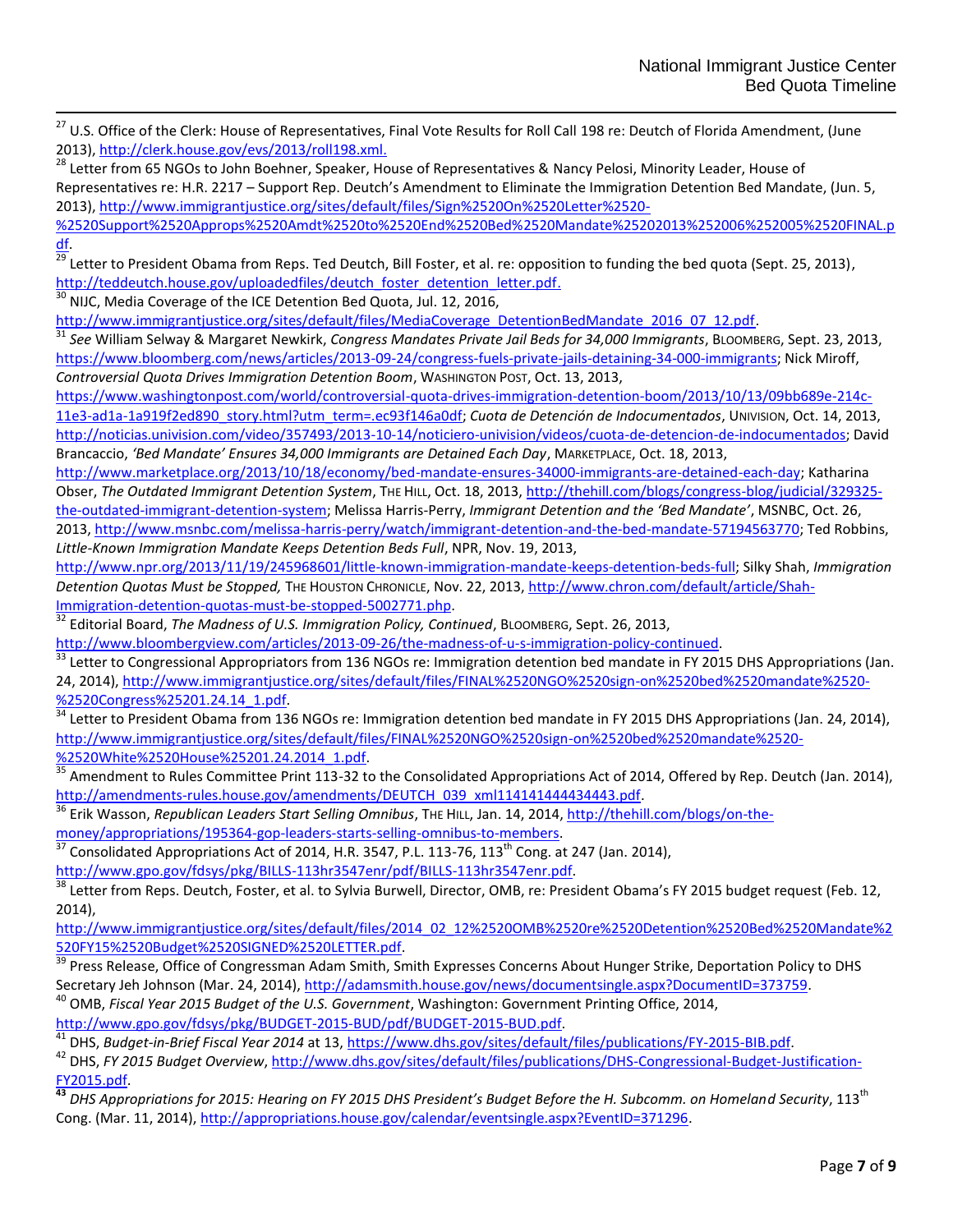[27] U.S. Office of the Clerk: House of Representatives, Final Vote Results for Roll Call 198 re: Deutch of Florida Amendment, (June 2013), http://clerk.house.gov/evs/2013/roll198.xml.

[28] Letter from 65 NGOs to John Boehner, Speaker, House of Representatives & Nancy Pelosi, Minority Leader, House of Representatives re: H.R. 2217 – Support Rep. Deutch's Amendment to Eliminate the Immigration Detention Bed Mandate, (Jun. 5, 2013), http://www.immigrantjustice.org/sites/default/files/Sign%2520On%2520Letter%2520-%2520Support%2520Approps%2520Amdt%2520to%2520End%2520Bed%2520Mandate%25202013%252006%252005%2520FINAL.pdf.

[29] Letter to President Obama from Reps. Ted Deutch, Bill Foster, et al. re: opposition to funding the bed quota (Sept. 25, 2013), http://teddeutch.house.gov/uploadedfiles/deutch_foster_detention_letter.pdf.

[30] NIJC, Media Coverage of the ICE Detention Bed Quota, Jul. 12, 2016, http://www.immigrantjustice.org/sites/default/files/MediaCoverage_DetentionBedMandate_2016_07_12.pdf.

[31] *See* William Selway & Margaret Newkirk, *Congress Mandates Private Jail Beds for 34,000 Immigrants*, BLOOMBERG, Sept. 23, 2013, https://www.bloomberg.com/news/articles/2013-09-24/congress-fuels-private-jails-detaining-34-000-immigrants; Nick Miroff, *Controversial Quota Drives Immigration Detention Boom*, WASHINGTON POST, Oct. 13, 2013, https://www.washingtonpost.com/world/controversial-quota-drives-immigration-detention-boom/2013/10/13/09bb689e-214c-11e3-ad1a-1a919f2ed890_story.html?utm_term=.ec93f146a0df; *Cuota de Detención de Indocumentados*, UNIVISION, Oct. 14, 2013, http://noticias.univision.com/video/357493/2013-10-14/noticiero-univision/videos/cuota-de-detencion-de-indocumentados; David Brancaccio, *'Bed Mandate' Ensures 34,000 Immigrants are Detained Each Day*, MARKETPLACE, Oct. 18, 2013, http://www.marketplace.org/2013/10/18/economy/bed-mandate-ensures-34000-immigrants-are-detained-each-day; Katharina Obser, *The Outdated Immigrant Detention System*, THE HILL, Oct. 18, 2013, http://thehill.com/blogs/congress-blog/judicial/329325-the-outdated-immigrant-detention-system; Melissa Harris-Perry, *Immigrant Detention and the 'Bed Mandate'*, MSNBC, Oct. 26, 2013, http://www.msnbc.com/melissa-harris-perry/watch/immigrant-detention-and-the-bed-mandate-57194563770; Ted Robbins, *Little-Known Immigration Mandate Keeps Detention Beds Full*, NPR, Nov. 19, 2013, http://www.npr.org/2013/11/19/245968601/little-known-immigration-mandate-keeps-detention-beds-full; Silky Shah, *Immigration Detention Quotas Must be Stopped,* THE HOUSTON CHRONICLE, Nov. 22, 2013, http://www.chron.com/default/article/Shah-Immigration-detention-quotas-must-be-stopped-5002771.php.

[32] Editorial Board, *The Madness of U.S. Immigration Policy, Continued*, BLOOMBERG, Sept. 26, 2013, http://www.bloombergview.com/articles/2013-09-26/the-madness-of-u-s-immigration-policy-continued.

[33] Letter to Congressional Appropriators from 136 NGOs re: Immigration detention bed mandate in FY 2015 DHS Appropriations (Jan. 24, 2014), http://www.immigrantjustice.org/sites/default/files/FINAL%2520NGO%2520sign-on%2520bed%2520mandate%2520-%2520Congress%25201.24.14_1.pdf.

[34] Letter to President Obama from 136 NGOs re: Immigration detention bed mandate in FY 2015 DHS Appropriations (Jan. 24, 2014), http://www.immigrantjustice.org/sites/default/files/FINAL%2520NGO%2520sign-on%2520bed%2520mandate%2520-%2520White%2520House%25201.24.2014_1.pdf.

[35] Amendment to Rules Committee Print 113-32 to the Consolidated Appropriations Act of 2014, Offered by Rep. Deutch (Jan. 2014), http://amendments-rules.house.gov/amendments/DEUTCH_039_xml114141444434443.pdf.

[36] Erik Wasson, *Republican Leaders Start Selling Omnibus*, THE HILL, Jan. 14, 2014, http://thehill.com/blogs/on-the-money/appropriations/195364-gop-leaders-starts-selling-omnibus-to-members.

[37] Consolidated Appropriations Act of 2014, H.R. 3547, P.L. 113-76, 113th Cong. at 247 (Jan. 2014), http://www.gpo.gov/fdsys/pkg/BILLS-113hr3547enr/pdf/BILLS-113hr3547enr.pdf.

[38] Letter from Reps. Deutch, Foster, et al. to Sylvia Burwell, Director, OMB, re: President Obama's FY 2015 budget request (Feb. 12, 2014), http://www.immigrantjustice.org/sites/default/files/2014_02_12%2520OMB%2520re%2520Detention%2520Bed%2520Mandate%2520FY15%2520Budget%2520SIGNED%2520LETTER.pdf.

[39] Press Release, Office of Congressman Adam Smith, Smith Expresses Concerns About Hunger Strike, Deportation Policy to DHS Secretary Jeh Johnson (Mar. 24, 2014), http://adamsmith.house.gov/news/documentsingle.aspx?DocumentID=373759.

[40] OMB, *Fiscal Year 2015 Budget of the U.S. Government*, Washington: Government Printing Office, 2014, http://www.gpo.gov/fdsys/pkg/BUDGET-2015-BUD/pdf/BUDGET-2015-BUD.pdf.

[41] DHS, *Budget-in-Brief Fiscal Year 2014* at 13, https://www.dhs.gov/sites/default/files/publications/FY-2015-BIB.pdf.

[42] DHS, *FY 2015 Budget Overview*, http://www.dhs.gov/sites/default/files/publications/DHS-Congressional-Budget-Justification-FY2015.pdf.

[43] *DHS Appropriations for 2015: Hearing on FY 2015 DHS President's Budget Before the H. Subcomm. on Homeland Security*, 113th Cong. (Mar. 11, 2014), http://appropriations.house.gov/calendar/eventsingle.aspx?EventID=371296.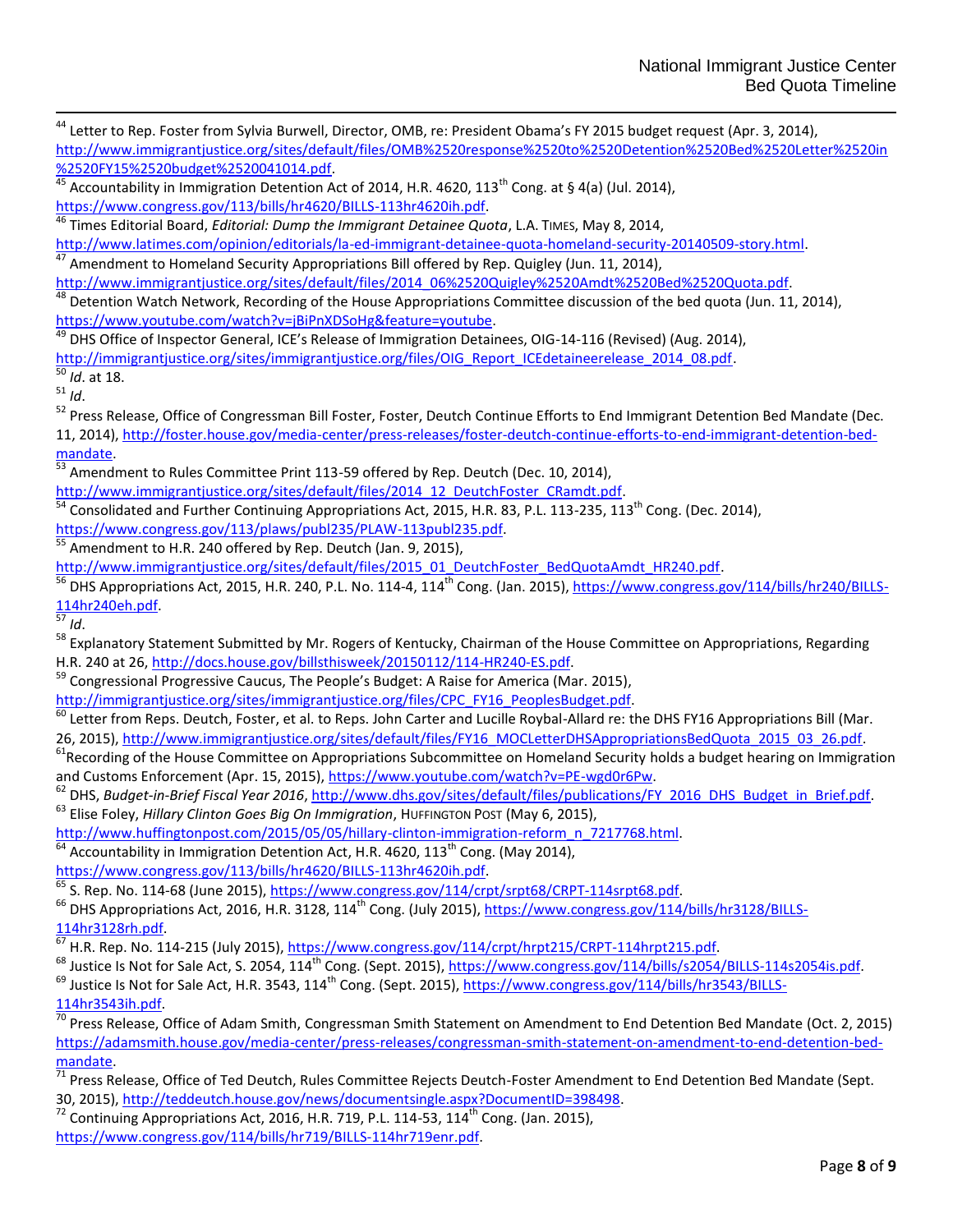[44] Letter to Rep. Foster from Sylvia Burwell, Director, OMB, re: President Obama's FY 2015 budget request (Apr. 3, 2014), http://www.immigrantjustice.org/sites/default/files/OMB%2520response%2520to%2520Detention%2520Bed%2520Letter%2520in%2520FY15%2520budget%2520041014.pdf.

[45] Accountability in Immigration Detention Act of 2014, H.R. 4620, 113th Cong. at § 4(a) (Jul. 2014), https://www.congress.gov/113/bills/hr4620/BILLS-113hr4620ih.pdf.

[46] Times Editorial Board, *Editorial: Dump the Immigrant Detainee Quota*, L.A. TIMES, May 8, 2014, http://www.latimes.com/opinion/editorials/la-ed-immigrant-detainee-quota-homeland-security-20140509-story.html.

[47] Amendment to Homeland Security Appropriations Bill offered by Rep. Quigley (Jun. 11, 2014), http://www.immigrantjustice.org/sites/default/files/2014_06%2520Quigley%2520Amdt%2520Bed%2520Quota.pdf.

[48] Detention Watch Network, Recording of the House Appropriations Committee discussion of the bed quota (Jun. 11, 2014), https://www.youtube.com/watch?v=jBiPnXDSoHg&feature=youtube.

[49] DHS Office of Inspector General, ICE's Release of Immigration Detainees, OIG-14-116 (Revised) (Aug. 2014), http://immigrantjustice.org/sites/immigrantjustice.org/files/OIG_Report_ICEdetaineerelease_2014_08.pdf.

[50] *Id*. at 18.

[51] *Id*.

[52] Press Release, Office of Congressman Bill Foster, Foster, Deutch Continue Efforts to End Immigrant Detention Bed Mandate (Dec. 11, 2014), http://foster.house.gov/media-center/press-releases/foster-deutch-continue-efforts-to-end-immigrant-detention-bed-mandate.

[53] Amendment to Rules Committee Print 113-59 offered by Rep. Deutch (Dec. 10, 2014), http://www.immigrantjustice.org/sites/default/files/2014_12_DeutchFoster_CRamdt.pdf.

[54] Consolidated and Further Continuing Appropriations Act, 2015, H.R. 83, P.L. 113-235, 113th Cong. (Dec. 2014), https://www.congress.gov/113/plaws/publ235/PLAW-113publ235.pdf.

[55] Amendment to H.R. 240 offered by Rep. Deutch (Jan. 9, 2015), http://www.immigrantjustice.org/sites/default/files/2015_01_DeutchFoster_BedQuotaAmdt_HR240.pdf.

[56] DHS Appropriations Act, 2015, H.R. 240, P.L. No. 114-4, 114th Cong. (Jan. 2015), https://www.congress.gov/114/bills/hr240/BILLS-114hr240eh.pdf.

[57] *Id*.

[58] Explanatory Statement Submitted by Mr. Rogers of Kentucky, Chairman of the House Committee on Appropriations, Regarding H.R. 240 at 26, http://docs.house.gov/billsthisweek/20150112/114-HR240-ES.pdf.

[59] Congressional Progressive Caucus, The People's Budget: A Raise for America (Mar. 2015), http://immigrantjustice.org/sites/immigrantjustice.org/files/CPC_FY16_PeoplesBudget.pdf.

[60] Letter from Reps. Deutch, Foster, et al. to Reps. John Carter and Lucille Roybal-Allard re: the DHS FY16 Appropriations Bill (Mar. 26, 2015), http://www.immigrantjustice.org/sites/default/files/FY16_MOCLetterDHSAppropriationsBedQuota_2015_03_26.pdf.

[61] Recording of the House Committee on Appropriations Subcommittee on Homeland Security holds a budget hearing on Immigration and Customs Enforcement (Apr. 15, 2015), https://www.youtube.com/watch?v=PE-wgd0r6Pw.

[62] DHS, *Budget-in-Brief Fiscal Year 2016*, http://www.dhs.gov/sites/default/files/publications/FY_2016_DHS_Budget_in_Brief.pdf.

[63] Elise Foley, *Hillary Clinton Goes Big On Immigration*, HUFFINGTON POST (May 6, 2015), http://www.huffingtonpost.com/2015/05/05/hillary-clinton-immigration-reform_n_7217768.html.

[64] Accountability in Immigration Detention Act, H.R. 4620, 113th Cong. (May 2014), https://www.congress.gov/113/bills/hr4620/BILLS-113hr4620ih.pdf.

[65] S. Rep. No. 114-68 (June 2015), https://www.congress.gov/114/crpt/srpt68/CRPT-114srpt68.pdf.

[66] DHS Appropriations Act, 2016, H.R. 3128, 114th Cong. (July 2015), https://www.congress.gov/114/bills/hr3128/BILLS-114hr3128rh.pdf.

[67] H.R. Rep. No. 114-215 (July 2015), https://www.congress.gov/114/crpt/hrpt215/CRPT-114hrpt215.pdf.

[68] Justice Is Not for Sale Act, S. 2054, 114th Cong. (Sept. 2015), https://www.congress.gov/114/bills/s2054/BILLS-114s2054is.pdf.

[69] Justice Is Not for Sale Act, H.R. 3543, 114th Cong. (Sept. 2015), https://www.congress.gov/114/bills/hr3543/BILLS-114hr3543ih.pdf.

[70] Press Release, Office of Adam Smith, Congressman Smith Statement on Amendment to End Detention Bed Mandate (Oct. 2, 2015) https://adamsmith.house.gov/media-center/press-releases/congressman-smith-statement-on-amendment-to-end-detention-bed-mandate.

[71] Press Release, Office of Ted Deutch, Rules Committee Rejects Deutch-Foster Amendment to End Detention Bed Mandate (Sept. 30, 2015), http://teddeutch.house.gov/news/documentsingle.aspx?DocumentID=398498.

[72] Continuing Appropriations Act, 2016, H.R. 719, P.L. 114-53, 114th Cong. (Jan. 2015), https://www.congress.gov/114/bills/hr719/BILLS-114hr719enr.pdf.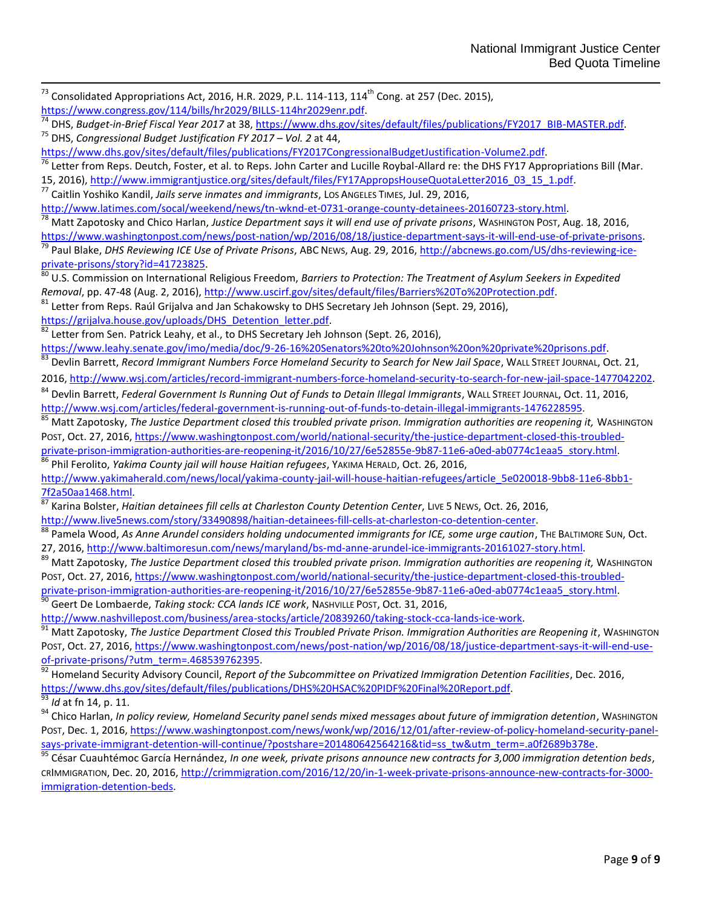[73] Consolidated Appropriations Act, 2016, H.R. 2029, P.L. 114-113, 114th Cong. at 257 (Dec. 2015), https://www.congress.gov/114/bills/hr2029/BILLS-114hr2029enr.pdf.

[74] DHS, *Budget-in-Brief Fiscal Year 2017* at 38, https://www.dhs.gov/sites/default/files/publications/FY2017_BIB-MASTER.pdf.

[75] DHS, *Congressional Budget Justification FY 2017 – Vol. 2* at 44, https://www.dhs.gov/sites/default/files/publications/FY2017CongressionalBudgetJustification-Volume2.pdf.

[76] Letter from Reps. Deutch, Foster, et al. to Reps. John Carter and Lucille Roybal-Allard re: the DHS FY17 Appropriations Bill (Mar. 15, 2016), http://www.immigrantjustice.org/sites/default/files/FY17AppropsHouseQuotaLetter2016_03_15_1.pdf.

[77] Caitlin Yoshiko Kandil, *Jails serve inmates and immigrants*, Los Angeles Times, Jul. 29, 2016, http://www.latimes.com/socal/weekend/news/tn-wknd-et-0731-orange-county-detainees-20160723-story.html.

[78] Matt Zapotosky and Chico Harlan, *Justice Department says it will end use of private prisons*, Washington Post, Aug. 18, 2016, https://www.washingtonpost.com/news/post-nation/wp/2016/08/18/justice-department-says-it-will-end-use-of-private-prisons.

[79] Paul Blake, *DHS Reviewing ICE Use of Private Prisons*, ABC News, Aug. 29, 2016, http://abcnews.go.com/US/dhs-reviewing-ice-private-prisons/story?id=41723825.

[80] U.S. Commission on International Religious Freedom, *Barriers to Protection: The Treatment of Asylum Seekers in Expedited Removal*, pp. 47-48 (Aug. 2, 2016), http://www.uscirf.gov/sites/default/files/Barriers%20To%20Protection.pdf.

[81] Letter from Reps. Raúl Grijalva and Jan Schakowsky to DHS Secretary Jeh Johnson (Sept. 29, 2016), https://grijalva.house.gov/uploads/DHS_Detention_letter.pdf.

[82] Letter from Sen. Patrick Leahy, et al., to DHS Secretary Jeh Johnson (Sept. 26, 2016), https://www.leahy.senate.gov/imo/media/doc/9-26-16%20Senators%20to%20Johnson%20on%20private%20prisons.pdf.

[83] Devlin Barrett, *Record Immigrant Numbers Force Homeland Security to Search for New Jail Space*, Wall Street Journal, Oct. 21, 2016, http://www.wsj.com/articles/record-immigrant-numbers-force-homeland-security-to-search-for-new-jail-space-1477042202.

[84] Devlin Barrett, *Federal Government Is Running Out of Funds to Detain Illegal Immigrants*, Wall Street Journal, Oct. 11, 2016, http://www.wsj.com/articles/federal-government-is-running-out-of-funds-to-detain-illegal-immigrants-1476228595.

[85] Matt Zapotosky, *The Justice Department closed this troubled private prison. Immigration authorities are reopening it,* Washington Post, Oct. 27, 2016, https://www.washingtonpost.com/world/national-security/the-justice-department-closed-this-troubled-private-prison-immigration-authorities-are-reopening-it/2016/10/27/6e52855e-9b87-11e6-a0ed-ab0774c1eaa5_story.html.

[86] Phil Ferolito, *Yakima County jail will house Haitian refugees*, Yakima Herald, Oct. 26, 2016, http://www.yakimaherald.com/news/local/yakima-county-jail-will-house-haitian-refugees/article_5e020018-9bb8-11e6-8bb1-7f2a50aa1468.html.

[87] Karina Bolster, *Haitian detainees fill cells at Charleston County Detention Center*, Live 5 News, Oct. 26, 2016, http://www.live5news.com/story/33490898/haitian-detainees-fill-cells-at-charleston-co-detention-center.

[88] Pamela Wood, *As Anne Arundel considers holding undocumented immigrants for ICE, some urge caution*, The Baltimore Sun, Oct. 27, 2016, http://www.baltimoresun.com/news/maryland/bs-md-anne-arundel-ice-immigrants-20161027-story.html.

[89] Matt Zapotosky, *The Justice Department closed this troubled private prison. Immigration authorities are reopening it,* Washington Post, Oct. 27, 2016, https://www.washingtonpost.com/world/national-security/the-justice-department-closed-this-troubled-private-prison-immigration-authorities-are-reopening-it/2016/10/27/6e52855e-9b87-11e6-a0ed-ab0774c1eaa5_story.html.

[90] Geert De Lombaerde, *Taking stock: CCA lands ICE work*, Nashville Post, Oct. 31, 2016, http://www.nashvillepost.com/business/area-stocks/article/20839260/taking-stock-cca-lands-ice-work.

[91] Matt Zapotosky, *The Justice Department Closed this Troubled Private Prison. Immigration Authorities are Reopening it*, Washington Post, Oct. 27, 2016, https://www.washingtonpost.com/news/post-nation/wp/2016/08/18/justice-department-says-it-will-end-use-of-private-prisons/?utm_term=.468539762395.

[92] Homeland Security Advisory Council, *Report of the Subcommittee on Privatized Immigration Detention Facilities*, Dec. 2016, https://www.dhs.gov/sites/default/files/publications/DHS%20HSAC%20PIDF%20Final%20Report.pdf.

[93] *Id* at fn 14, p. 11.

[94] Chico Harlan, *In policy review, Homeland Security panel sends mixed messages about future of immigration detention*, Washington Post, Dec. 1, 2016, https://www.washingtonpost.com/news/wonk/wp/2016/12/01/after-review-of-policy-homeland-security-panel-says-private-immigrant-detention-will-continue/?postshare=201480642564216&tid=ss_tw&utm_term=.a0f2689b378e.

[95] César Cuauhtémoc García Hernández, *In one week, private prisons announce new contracts for 3,000 immigration detention beds*, crImmigration, Dec. 20, 2016, http://crimmigration.com/2016/12/20/in-1-week-private-prisons-announce-new-contracts-for-3000-immigration-detention-beds.